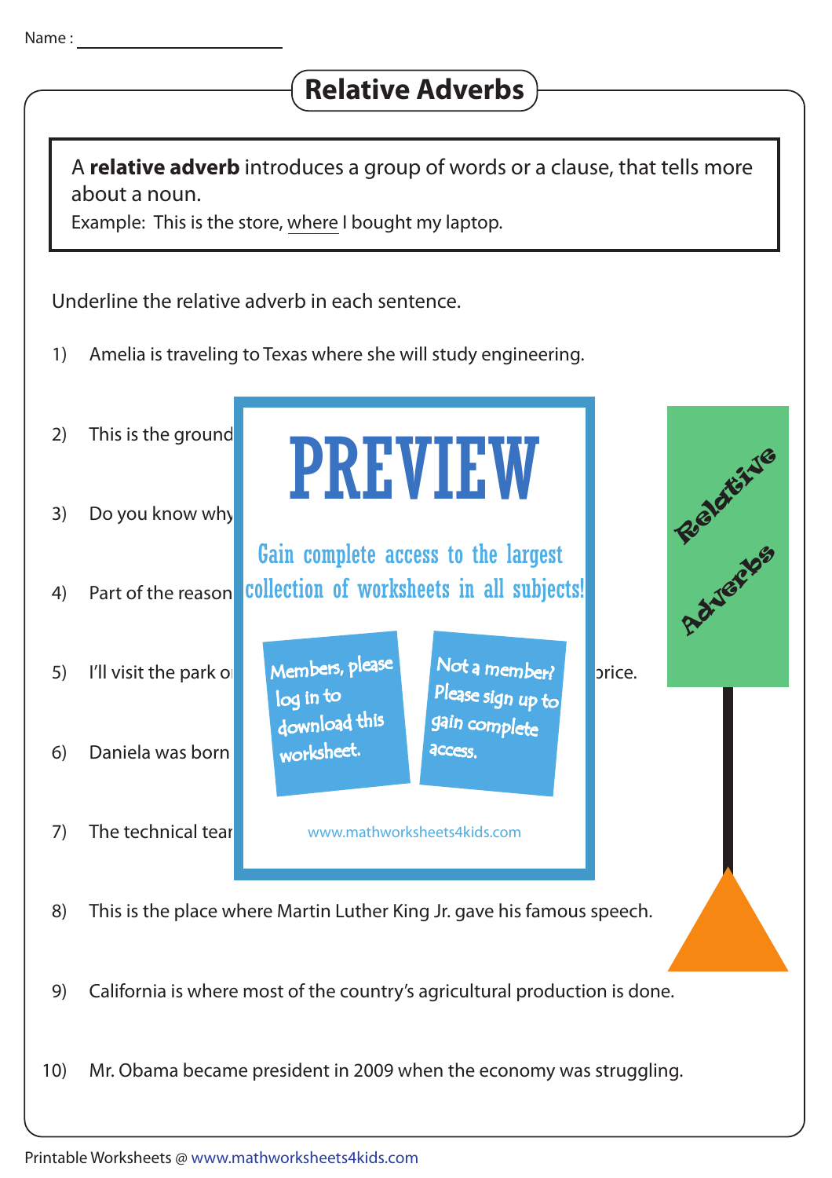Name : ____________________

# Relative Adverbs

A **relative adverb** introduces a group of words or a clause, that tells more about a noun.

Example: This is the store, where I bought my laptop.

Underline the relative adverb in each sentence.

1) Amelia is traveling to Texas where she will study engineering.

2) This is the ground

3) Do you know why

4) Part of the reason

5) I'll visit the park o rice.

6) Daniela was born

7) The technical tea

PREVIEW

Gain complete access to the largest collection of worksheets in all subjects!

Members, please log in to download this worksheet.

Not a member? Please sign up to gain complete access.

www.mathworksheets4kids.com

8) This is the place where Martin Luther King Jr. gave his famous speech.

9) California is where most of the country's agricultural production is done.

10) Mr. Obama became president in 2009 when the economy was struggling.

Relative Adverbs

Printable Worksheets @ www.mathworksheets4kids.com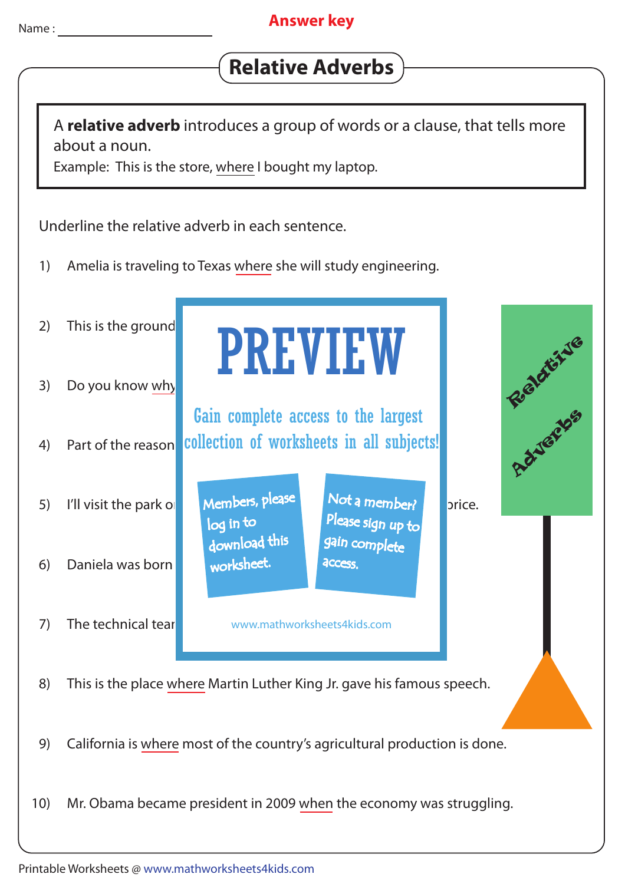Name : ______________________

**Answer key**

# Relative Adverbs

A **relative adverb** introduces a group of words or a clause, that tells more about a noun.

Example: This is the store, where I bought my laptop.

Underline the relative adverb in each sentence.

1) Amelia is traveling to Texas where she will study engineering.

2) This is the ground

3) Do you know why

4) Part of the reason

5) I'll visit the park o ... price.

6) Daniela was born

7) The technical tear

8) This is the place where Martin Luther King Jr. gave his famous speech.

9) California is where most of the country's agricultural production is done.

10) Mr. Obama became president in 2009 when the economy was struggling.

PREVIEW

Gain complete access to the largest collection of worksheets in all subjects!

Members, please log in to download this worksheet.

Not a member? Please sign up to gain complete access.

www.mathworksheets4kids.com

Relative Adverbs

Printable Worksheets @ www.mathworksheets4kids.com